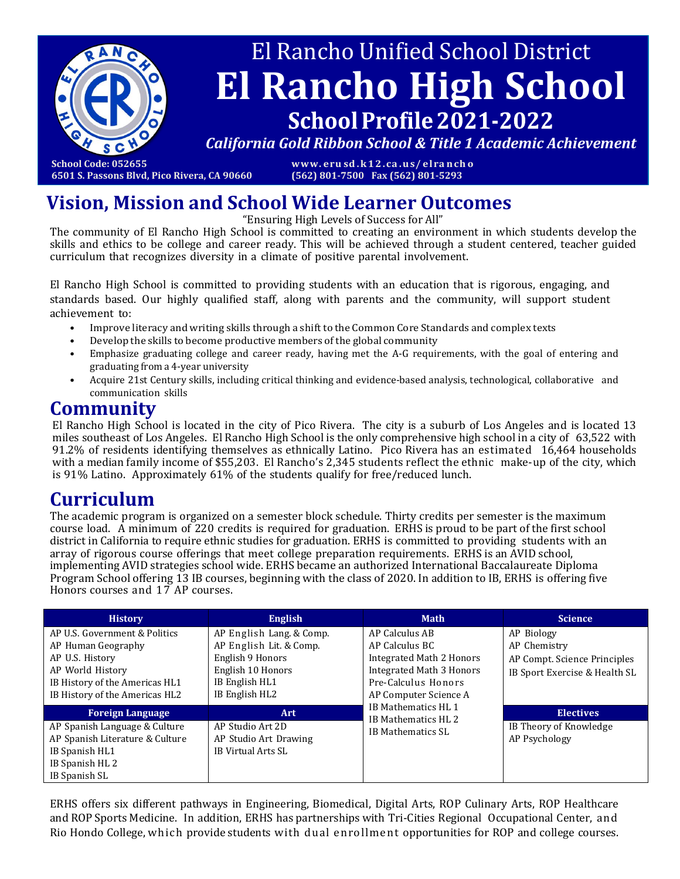# El Rancho Unified School District

# El Rancho High School

## School Profile 2021-2022

***California Gold Ribbon School & Title 1 Academic Achievement***

**School Code: 052655**
**6501 S. Passons Blvd, Pico Rivera, CA 90660**

**www.erusd.k12.ca.us/elrancho**
**(562) 801-7500 Fax (562) 801-5293**

## Vision, Mission and School Wide Learner Outcomes

"Ensuring High Levels of Success for All"

The community of El Rancho High School is committed to creating an environment in which students develop the skills and ethics to be college and career ready. This will be achieved through a student centered, teacher guided curriculum that recognizes diversity in a climate of positive parental involvement.

El Rancho High School is committed to providing students with an education that is rigorous, engaging, and standards based. Our highly qualified staff, along with parents and the community, will support student achievement to:

- Improve literacy and writing skills through a shift to the Common Core Standards and complex texts
- Develop the skills to become productive members of the global community
- Emphasize graduating college and career ready, having met the A-G requirements, with the goal of entering and graduating from a 4-year university
- Acquire 21st Century skills, including critical thinking and evidence-based analysis, technological, collaborative and communication skills

## Community

El Rancho High School is located in the city of Pico Rivera. The city is a suburb of Los Angeles and is located 13 miles southeast of Los Angeles. El Rancho High School is the only comprehensive high school in a city of 63,522 with 91.2% of residents identifying themselves as ethnically Latino. Pico Rivera has an estimated 16,464 households with a median family income of $55,203. El Rancho's 2,345 students reflect the ethnic make-up of the city, which is 91% Latino. Approximately 61% of the students qualify for free/reduced lunch.

## Curriculum

The academic program is organized on a semester block schedule. Thirty credits per semester is the maximum course load. A minimum of 220 credits is required for graduation. ERHS is proud to be part of the first school district in California to require ethnic studies for graduation. ERHS is committed to providing students with an array of rigorous course offerings that meet college preparation requirements. ERHS is an AVID school, implementing AVID strategies school wide. ERHS became an authorized International Baccalaureate Diploma Program School offering 13 IB courses, beginning with the class of 2020. In addition to IB, ERHS is offering five Honors courses and 17 AP courses.

| History | English | Math | Science |
|---|---|---|---|
| AP U.S. Government & Politics<br>AP Human Geography<br>AP U.S. History<br>AP World History<br>IB History of the Americas HL1<br>IB History of the Americas HL2 | AP English Lang. & Comp.<br>AP English Lit. & Comp.<br>English 9 Honors<br>English 10 Honors<br>IB English HL1<br>IB English HL2 | AP Calculus AB<br>AP Calculus BC<br>Integrated Math 2 Honors<br>Integrated Math 3 Honors<br>Pre-Calculus Honors<br>AP Computer Science A<br>IB Mathematics HL 1<br>IB Mathematics HL 2<br>IB Mathematics SL | AP Biology<br>AP Chemistry<br>AP Compt. Science Principles<br>IB Sport Exercise & Health SL |
| **Foreign Language** | **Art** | | **Electives** |
| AP Spanish Language & Culture<br>AP Spanish Literature & Culture<br>IB Spanish HL1<br>IB Spanish HL 2<br>IB Spanish SL | AP Studio Art 2D<br>AP Studio Art Drawing<br>IB Virtual Arts SL | | IB Theory of Knowledge<br>AP Psychology |

ERHS offers six different pathways in Engineering, Biomedical, Digital Arts, ROP Culinary Arts, ROP Healthcare and ROP Sports Medicine. In addition, ERHS has partnerships with Tri-Cities Regional Occupational Center, and Rio Hondo College, which provide students with dual enrollment opportunities for ROP and college courses.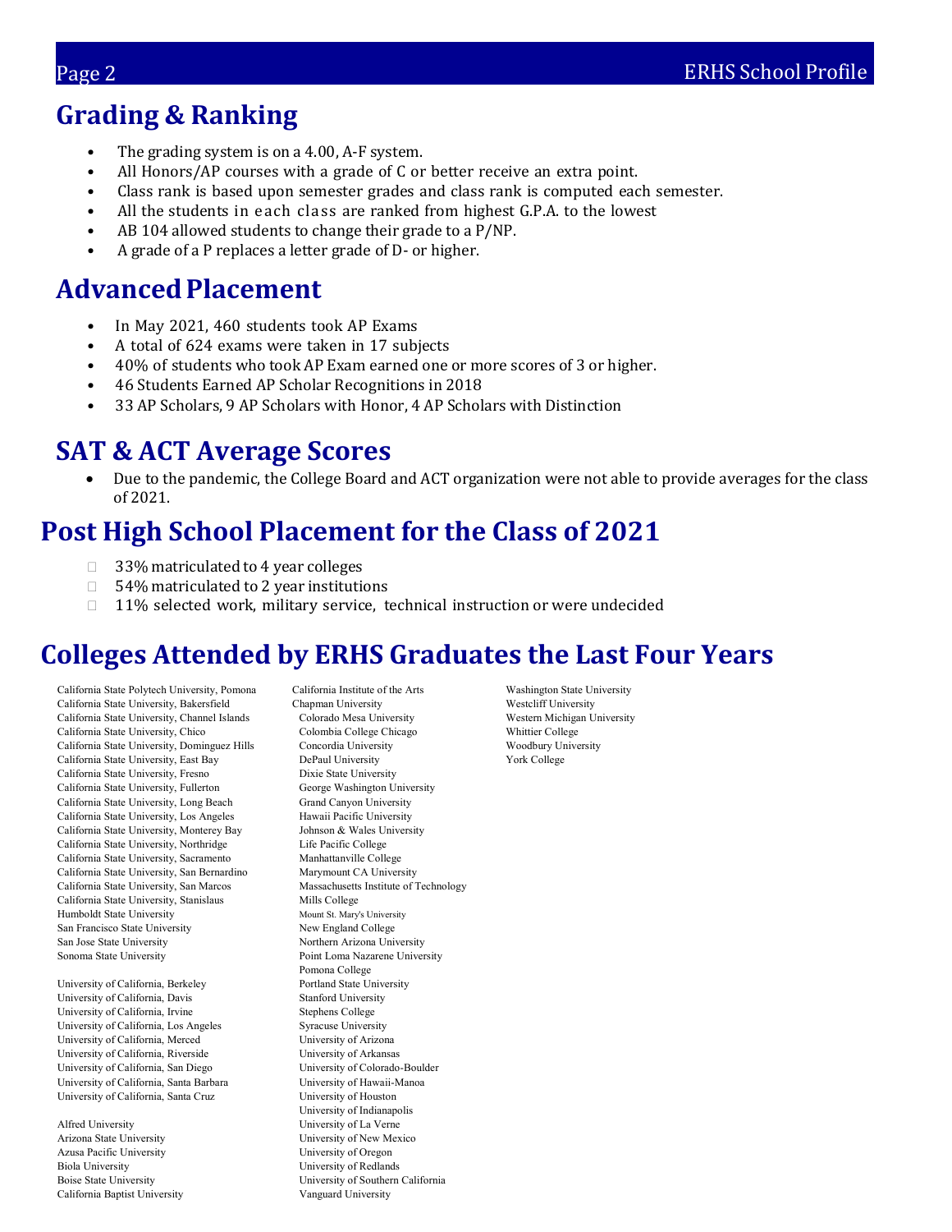## Grading & Ranking

- The grading system is on a 4.00, A-F system.
- All Honors/AP courses with a grade of C or better receive an extra point.
- Class rank is based upon semester grades and class rank is computed each semester.
- All the students in each class are ranked from highest G.P.A. to the lowest
- AB 104 allowed students to change their grade to a P/NP.
- A grade of a P replaces a letter grade of D- or higher.

## Advanced Placement

- In May 2021, 460 students took AP Exams
- A total of 624 exams were taken in 17 subjects
- 40% of students who took AP Exam earned one or more scores of 3 or higher.
- 46 Students Earned AP Scholar Recognitions in 2018
- 33 AP Scholars, 9 AP Scholars with Honor, 4 AP Scholars with Distinction

## SAT & ACT Average Scores

- Due to the pandemic, the College Board and ACT organization were not able to provide averages for the class of 2021.

## Post High School Placement for the Class of 2021

- 33% matriculated to 4 year colleges
- 54% matriculated to 2 year institutions
- 11% selected work, military service, technical instruction or were undecided

## Colleges Attended by ERHS Graduates the Last Four Years

California State Polytech University, Pomona
California State University, Bakersfield
California State University, Channel Islands
California State University, Chico
California State University, Dominguez Hills
California State University, East Bay
California State University, Fresno
California State University, Fullerton
California State University, Long Beach
California State University, Los Angeles
California State University, Monterey Bay
California State University, Northridge
California State University, Sacramento
California State University, San Bernardino
California State University, San Marcos
California State University, Stanislaus
Humboldt State University
San Francisco State University
San Jose State University
Sonoma State University

University of California, Berkeley
University of California, Davis
University of California, Irvine
University of California, Los Angeles
University of California, Merced
University of California, Riverside
University of California, San Diego
University of California, Santa Barbara
University of California, Santa Cruz

Alfred University
Arizona State University
Azusa Pacific University
Biola University
Boise State University
California Baptist University
California Institute of the Arts
Chapman University
Colorado Mesa University
Colombia College Chicago
Concordia University
DePaul University
Dixie State University
George Washington University
Grand Canyon University
Hawaii Pacific University
Johnson & Wales University
Life Pacific College
Manhattanville College
Marymount CA University
Massachusetts Institute of Technology
Mills College
Mount St. Mary's University
New England College
Northern Arizona University
Point Loma Nazarene University
Pomona College
Portland State University
Stanford University
Stephens College
Syracuse University
University of Arizona
University of Arkansas
University of Colorado-Boulder
University of Hawaii-Manoa
University of Houston
University of Indianapolis
University of La Verne
University of New Mexico
University of Oregon
University of Redlands
University of Southern California
Vanguard University
Washington State University
Westcliff University
Western Michigan University
Whittier College
Woodbury University
York College